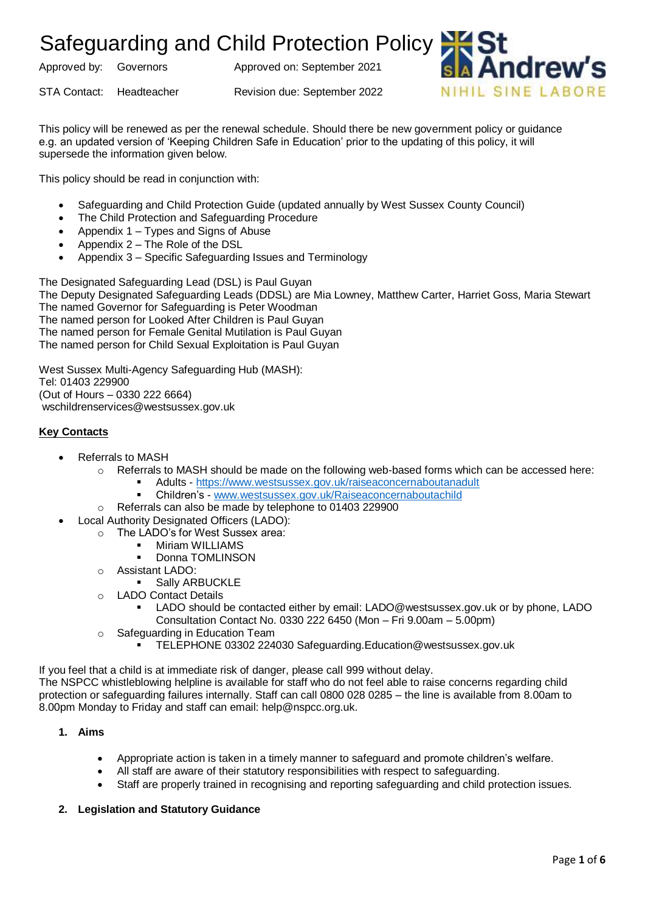# Safeguarding and Child Protection Policy

Approved by: Governors Approved on: September 2021

STA Contact: Headteacher Revision due: September 2022

This policy will be renewed as per the renewal schedule. Should there be new government policy or guidance e.g. an updated version of 'Keeping Children Safe in Education' prior to the updating of this policy, it will supersede the information given below.

This policy should be read in conjunction with:

- Safeguarding and Child Protection Guide (updated annually by West Sussex County Council)
- The Child Protection and Safeguarding Procedure
- Appendix 1 – Types and Signs of Abuse
- Appendix 2 – The Role of the DSL
- Appendix 3 – Specific Safeguarding Issues and Terminology

The Designated Safeguarding Lead (DSL) is Paul Guyan
The Deputy Designated Safeguarding Leads (DDSL) are Mia Lowney, Matthew Carter, Harriet Goss, Maria Stewart
The named Governor for Safeguarding is Peter Woodman
The named person for Looked After Children is Paul Guyan
The named person for Female Genital Mutilation is Paul Guyan
The named person for Child Sexual Exploitation is Paul Guyan

West Sussex Multi-Agency Safeguarding Hub (MASH):
Tel: 01403 229900
(Out of Hours – 0330 222 6664)
wschildrenservices@westsussex.gov.uk

**Key Contacts**

- Referrals to MASH
  - Referrals to MASH should be made on the following web-based forms which can be accessed here:
    - Adults - https://www.westsussex.gov.uk/raiseaconcernaboutanadult
    - Children's - www.westsussex.gov.uk/Raiseaconcernaboutachild
  - Referrals can also be made by telephone to 01403 229900
- Local Authority Designated Officers (LADO):
  - The LADO's for West Sussex area:
    - Miriam WILLIAMS
    - Donna TOMLINSON
  - Assistant LADO:
    - Sally ARBUCKLE
  - LADO Contact Details
    - LADO should be contacted either by email: LADO@westsussex.gov.uk or by phone, LADO Consultation Contact No. 0330 222 6450 (Mon – Fri 9.00am – 5.00pm)
  - Safeguarding in Education Team
    - TELEPHONE 03302 224030 Safeguarding.Education@westsussex.gov.uk

If you feel that a child is at immediate risk of danger, please call 999 without delay.
The NSPCC whistleblowing helpline is available for staff who do not feel able to raise concerns regarding child protection or safeguarding failures internally. Staff can call 0800 028 0285 – the line is available from 8.00am to 8.00pm Monday to Friday and staff can email: help@nspcc.org.uk.

## 1. Aims

- Appropriate action is taken in a timely manner to safeguard and promote children's welfare.
- All staff are aware of their statutory responsibilities with respect to safeguarding.
- Staff are properly trained in recognising and reporting safeguarding and child protection issues.

## 2. Legislation and Statutory Guidance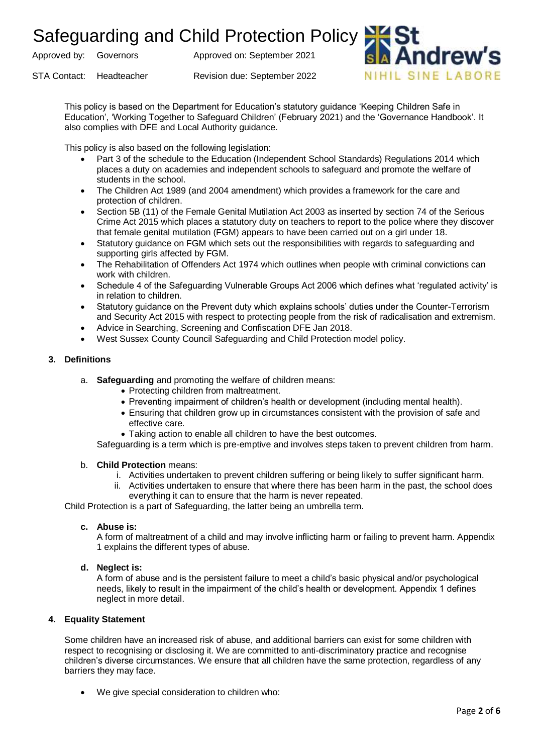This policy is based on the Department for Education's statutory guidance 'Keeping Children Safe in Education', 'Working Together to Safeguard Children' (February 2021) and the 'Governance Handbook'. It also complies with DFE and Local Authority guidance.

This policy is also based on the following legislation:

- Part 3 of the schedule to the Education (Independent School Standards) Regulations 2014 which places a duty on academies and independent schools to safeguard and promote the welfare of students in the school.
- The Children Act 1989 (and 2004 amendment) which provides a framework for the care and protection of children.
- Section 5B (11) of the Female Genital Mutilation Act 2003 as inserted by section 74 of the Serious Crime Act 2015 which places a statutory duty on teachers to report to the police where they discover that female genital mutilation (FGM) appears to have been carried out on a girl under 18.
- Statutory guidance on FGM which sets out the responsibilities with regards to safeguarding and supporting girls affected by FGM.
- The Rehabilitation of Offenders Act 1974 which outlines when people with criminal convictions can work with children.
- Schedule 4 of the Safeguarding Vulnerable Groups Act 2006 which defines what 'regulated activity' is in relation to children.
- Statutory guidance on the Prevent duty which explains schools' duties under the Counter-Terrorism and Security Act 2015 with respect to protecting people from the risk of radicalisation and extremism.
- Advice in Searching, Screening and Confiscation DFE Jan 2018.
- West Sussex County Council Safeguarding and Child Protection model policy.

## 3. Definitions

a. **Safeguarding** and promoting the welfare of children means:
   - Protecting children from maltreatment.
   - Preventing impairment of children's health or development (including mental health).
   - Ensuring that children grow up in circumstances consistent with the provision of safe and effective care.
   - Taking action to enable all children to have the best outcomes.

   Safeguarding is a term which is pre-emptive and involves steps taken to prevent children from harm.

b. **Child Protection** means:
   1. Activities undertaken to prevent children suffering or being likely to suffer significant harm.
   2. Activities undertaken to ensure that where there has been harm in the past, the school does everything it can to ensure that the harm is never repeated.

Child Protection is a part of Safeguarding, the latter being an umbrella term.

c. **Abuse is:**
   A form of maltreatment of a child and may involve inflicting harm or failing to prevent harm. Appendix 1 explains the different types of abuse.

d. **Neglect is:**
   A form of abuse and is the persistent failure to meet a child's basic physical and/or psychological needs, likely to result in the impairment of the child's health or development. Appendix 1 defines neglect in more detail.

## 4. Equality Statement

Some children have an increased risk of abuse, and additional barriers can exist for some children with respect to recognising or disclosing it. We are committed to anti-discriminatory practice and recognise children's diverse circumstances. We ensure that all children have the same protection, regardless of any barriers they may face.

- We give special consideration to children who: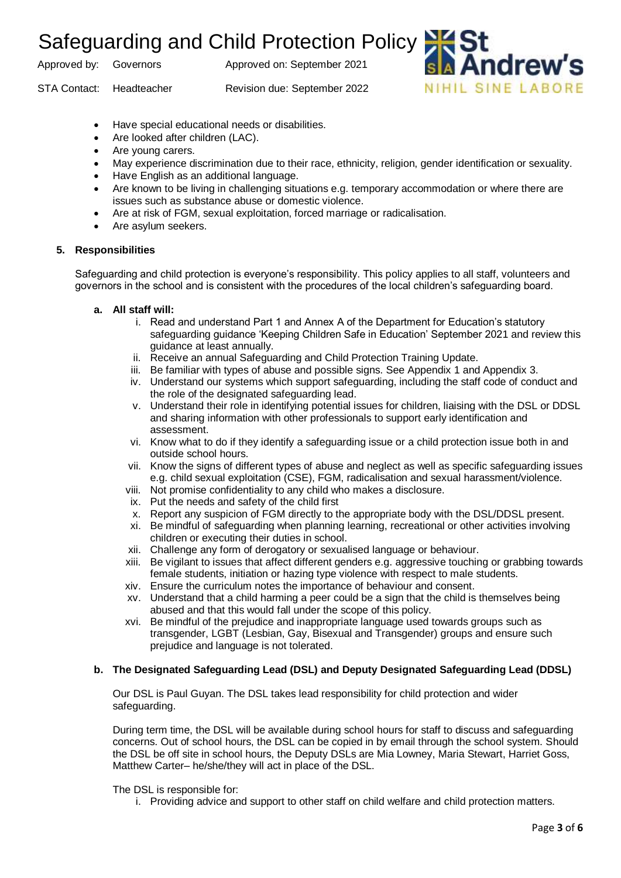- Have special educational needs or disabilities.
- Are looked after children (LAC).
- Are young carers.
- May experience discrimination due to their race, ethnicity, religion, gender identification or sexuality.
- Have English as an additional language.
- Are known to be living in challenging situations e.g. temporary accommodation or where there are issues such as substance abuse or domestic violence.
- Are at risk of FGM, sexual exploitation, forced marriage or radicalisation.
- Are asylum seekers.

## 5. Responsibilities

Safeguarding and child protection is everyone's responsibility. This policy applies to all staff, volunteers and governors in the school and is consistent with the procedures of the local children's safeguarding board.

### a. All staff will:

i. Read and understand Part 1 and Annex A of the Department for Education's statutory safeguarding guidance 'Keeping Children Safe in Education' September 2021 and review this guidance at least annually.
ii. Receive an annual Safeguarding and Child Protection Training Update.
iii. Be familiar with types of abuse and possible signs. See Appendix 1 and Appendix 3.
iv. Understand our systems which support safeguarding, including the staff code of conduct and the role of the designated safeguarding lead.
v. Understand their role in identifying potential issues for children, liaising with the DSL or DDSL and sharing information with other professionals to support early identification and assessment.
vi. Know what to do if they identify a safeguarding issue or a child protection issue both in and outside school hours.
vii. Know the signs of different types of abuse and neglect as well as specific safeguarding issues e.g. child sexual exploitation (CSE), FGM, radicalisation and sexual harassment/violence.
viii. Not promise confidentiality to any child who makes a disclosure.
ix. Put the needs and safety of the child first
x. Report any suspicion of FGM directly to the appropriate body with the DSL/DDSL present.
xi. Be mindful of safeguarding when planning learning, recreational or other activities involving children or executing their duties in school.
xii. Challenge any form of derogatory or sexualised language or behaviour.
xiii. Be vigilant to issues that affect different genders e.g. aggressive touching or grabbing towards female students, initiation or hazing type violence with respect to male students.
xiv. Ensure the curriculum notes the importance of behaviour and consent.
xv. Understand that a child harming a peer could be a sign that the child is themselves being abused and that this would fall under the scope of this policy.
xvi. Be mindful of the prejudice and inappropriate language used towards groups such as transgender, LGBT (Lesbian, Gay, Bisexual and Transgender) groups and ensure such prejudice and language is not tolerated.

### b. The Designated Safeguarding Lead (DSL) and Deputy Designated Safeguarding Lead (DDSL)

Our DSL is Paul Guyan. The DSL takes lead responsibility for child protection and wider safeguarding.

During term time, the DSL will be available during school hours for staff to discuss and safeguarding concerns. Out of school hours, the DSL can be copied in by email through the school system. Should the DSL be off site in school hours, the Deputy DSLs are Mia Lowney, Maria Stewart, Harriet Goss, Matthew Carter– he/she/they will act in place of the DSL.

The DSL is responsible for:

i. Providing advice and support to other staff on child welfare and child protection matters.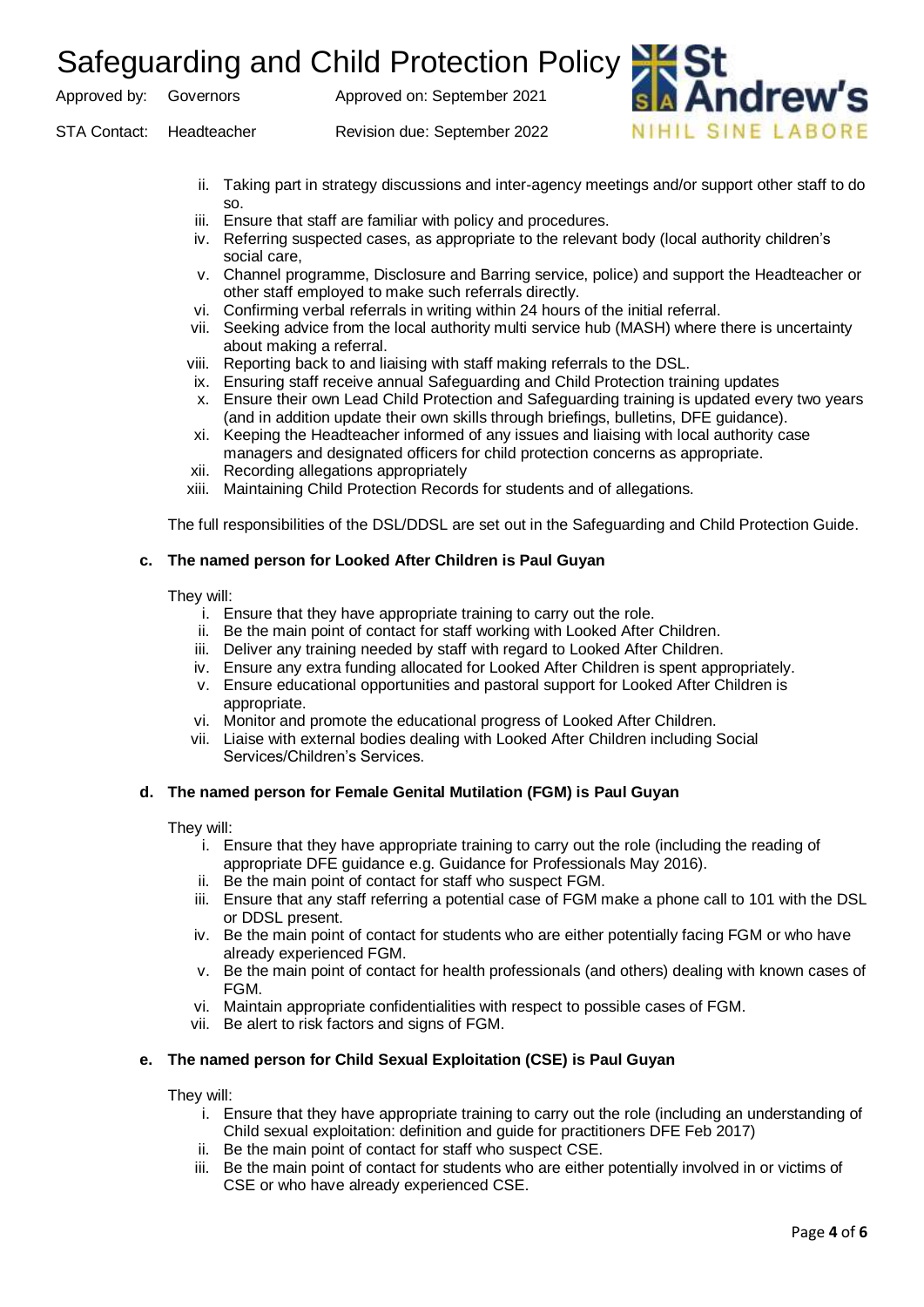ii. Taking part in strategy discussions and inter-agency meetings and/or support other staff to do so.
iii. Ensure that staff are familiar with policy and procedures.
iv. Referring suspected cases, as appropriate to the relevant body (local authority children's social care,
v. Channel programme, Disclosure and Barring service, police) and support the Headteacher or other staff employed to make such referrals directly.
vi. Confirming verbal referrals in writing within 24 hours of the initial referral.
vii. Seeking advice from the local authority multi service hub (MASH) where there is uncertainty about making a referral.
viii. Reporting back to and liaising with staff making referrals to the DSL.
ix. Ensuring staff receive annual Safeguarding and Child Protection training updates
x. Ensure their own Lead Child Protection and Safeguarding training is updated every two years (and in addition update their own skills through briefings, bulletins, DFE guidance).
xi. Keeping the Headteacher informed of any issues and liaising with local authority case managers and designated officers for child protection concerns as appropriate.
xii. Recording allegations appropriately
xiii. Maintaining Child Protection Records for students and of allegations.

The full responsibilities of the DSL/DDSL are set out in the Safeguarding and Child Protection Guide.

**c. The named person for Looked After Children is Paul Guyan**

They will:

i. Ensure that they have appropriate training to carry out the role.
ii. Be the main point of contact for staff working with Looked After Children.
iii. Deliver any training needed by staff with regard to Looked After Children.
iv. Ensure any extra funding allocated for Looked After Children is spent appropriately.
v. Ensure educational opportunities and pastoral support for Looked After Children is appropriate.
vi. Monitor and promote the educational progress of Looked After Children.
vii. Liaise with external bodies dealing with Looked After Children including Social Services/Children's Services.

**d. The named person for Female Genital Mutilation (FGM) is Paul Guyan**

They will:

i. Ensure that they have appropriate training to carry out the role (including the reading of appropriate DFE guidance e.g. Guidance for Professionals May 2016).
ii. Be the main point of contact for staff who suspect FGM.
iii. Ensure that any staff referring a potential case of FGM make a phone call to 101 with the DSL or DDSL present.
iv. Be the main point of contact for students who are either potentially facing FGM or who have already experienced FGM.
v. Be the main point of contact for health professionals (and others) dealing with known cases of FGM.
vi. Maintain appropriate confidentialities with respect to possible cases of FGM.
vii. Be alert to risk factors and signs of FGM.

**e. The named person for Child Sexual Exploitation (CSE) is Paul Guyan**

They will:

i. Ensure that they have appropriate training to carry out the role (including an understanding of Child sexual exploitation: definition and guide for practitioners DFE Feb 2017)
ii. Be the main point of contact for staff who suspect CSE.
iii. Be the main point of contact for students who are either potentially involved in or victims of CSE or who have already experienced CSE.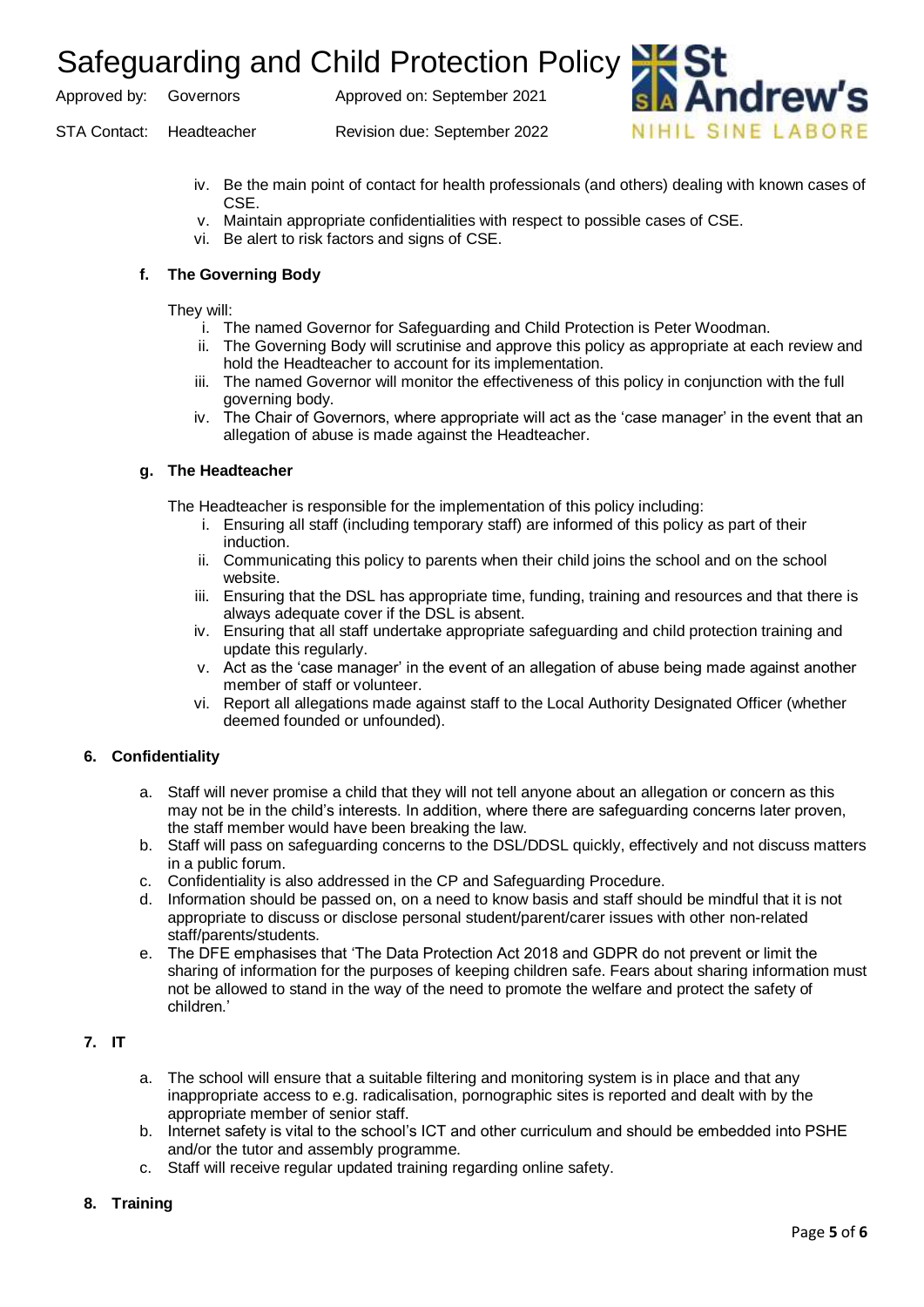iv. Be the main point of contact for health professionals (and others) dealing with known cases of CSE.
v. Maintain appropriate confidentialities with respect to possible cases of CSE.
vi. Be alert to risk factors and signs of CSE.

**f. The Governing Body**

They will:

i. The named Governor for Safeguarding and Child Protection is Peter Woodman.
ii. The Governing Body will scrutinise and approve this policy as appropriate at each review and hold the Headteacher to account for its implementation.
iii. The named Governor will monitor the effectiveness of this policy in conjunction with the full governing body.
iv. The Chair of Governors, where appropriate will act as the 'case manager' in the event that an allegation of abuse is made against the Headteacher.

**g. The Headteacher**

The Headteacher is responsible for the implementation of this policy including:

i. Ensuring all staff (including temporary staff) are informed of this policy as part of their induction.
ii. Communicating this policy to parents when their child joins the school and on the school website.
iii. Ensuring that the DSL has appropriate time, funding, training and resources and that there is always adequate cover if the DSL is absent.
iv. Ensuring that all staff undertake appropriate safeguarding and child protection training and update this regularly.
v. Act as the 'case manager' in the event of an allegation of abuse being made against another member of staff or volunteer.
vi. Report all allegations made against staff to the Local Authority Designated Officer (whether deemed founded or unfounded).

## 6. Confidentiality

a. Staff will never promise a child that they will not tell anyone about an allegation or concern as this may not be in the child's interests. In addition, where there are safeguarding concerns later proven, the staff member would have been breaking the law.
b. Staff will pass on safeguarding concerns to the DSL/DDSL quickly, effectively and not discuss matters in a public forum.
c. Confidentiality is also addressed in the CP and Safeguarding Procedure.
d. Information should be passed on, on a need to know basis and staff should be mindful that it is not appropriate to discuss or disclose personal student/parent/carer issues with other non-related staff/parents/students.
e. The DFE emphasises that 'The Data Protection Act 2018 and GDPR do not prevent or limit the sharing of information for the purposes of keeping children safe. Fears about sharing information must not be allowed to stand in the way of the need to promote the welfare and protect the safety of children.'

## 7. IT

a. The school will ensure that a suitable filtering and monitoring system is in place and that any inappropriate access to e.g. radicalisation, pornographic sites is reported and dealt with by the appropriate member of senior staff.
b. Internet safety is vital to the school's ICT and other curriculum and should be embedded into PSHE and/or the tutor and assembly programme.
c. Staff will receive regular updated training regarding online safety.

## 8. Training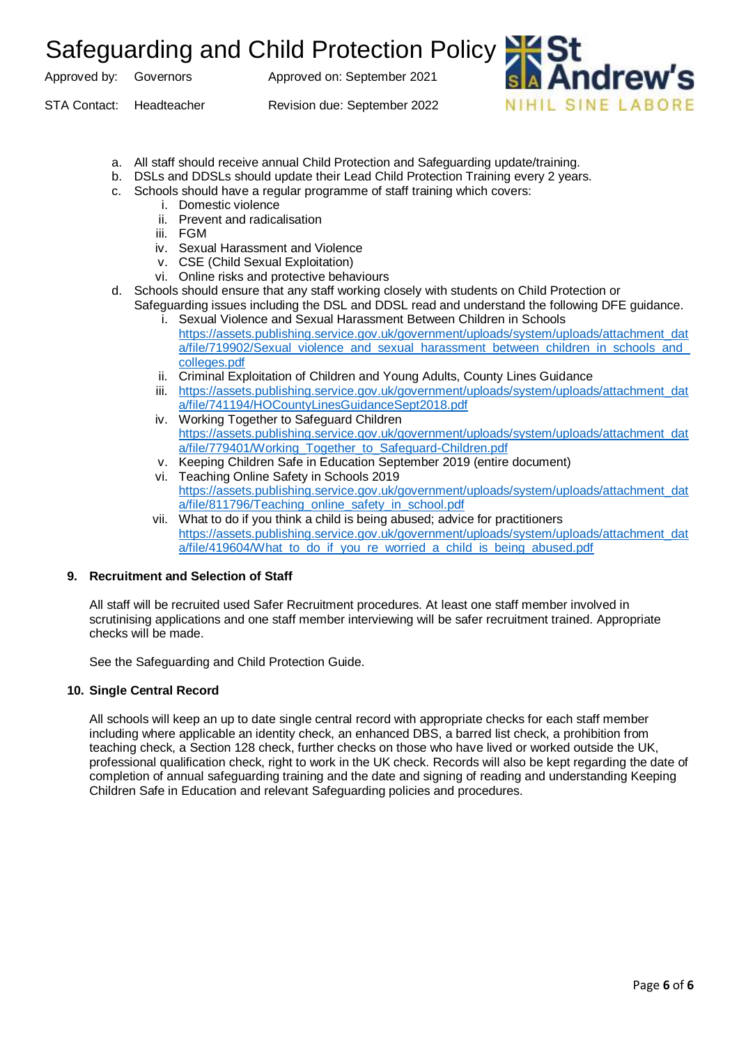a. All staff should receive annual Child Protection and Safeguarding update/training.
b. DSLs and DDSLs should update their Lead Child Protection Training every 2 years.
c. Schools should have a regular programme of staff training which covers:
    i. Domestic violence
    ii. Prevent and radicalisation
    iii. FGM
    iv. Sexual Harassment and Violence
    v. CSE (Child Sexual Exploitation)
    vi. Online risks and protective behaviours
d. Schools should ensure that any staff working closely with students on Child Protection or Safeguarding issues including the DSL and DDSL read and understand the following DFE guidance.
    i. Sexual Violence and Sexual Harassment Between Children in Schools https://assets.publishing.service.gov.uk/government/uploads/system/uploads/attachment_data/file/719902/Sexual_violence_and_sexual_harassment_between_children_in_schools_and_colleges.pdf
    ii. Criminal Exploitation of Children and Young Adults, County Lines Guidance
    iii. https://assets.publishing.service.gov.uk/government/uploads/system/uploads/attachment_data/file/741194/HOCountyLinesGuidanceSept2018.pdf
    iv. Working Together to Safeguard Children https://assets.publishing.service.gov.uk/government/uploads/system/uploads/attachment_data/file/779401/Working_Together_to_Safeguard-Children.pdf
    v. Keeping Children Safe in Education September 2019 (entire document)
    vi. Teaching Online Safety in Schools 2019 https://assets.publishing.service.gov.uk/government/uploads/system/uploads/attachment_data/file/811796/Teaching_online_safety_in_school.pdf
    vii. What to do if you think a child is being abused; advice for practitioners https://assets.publishing.service.gov.uk/government/uploads/system/uploads/attachment_data/file/419604/What_to_do_if_you_re_worried_a_child_is_being_abused.pdf

## 9. Recruitment and Selection of Staff

All staff will be recruited used Safer Recruitment procedures. At least one staff member involved in scrutinising applications and one staff member interviewing will be safer recruitment trained. Appropriate checks will be made.

See the Safeguarding and Child Protection Guide.

## 10. Single Central Record

All schools will keep an up to date single central record with appropriate checks for each staff member including where applicable an identity check, an enhanced DBS, a barred list check, a prohibition from teaching check, a Section 128 check, further checks on those who have lived or worked outside the UK, professional qualification check, right to work in the UK check. Records will also be kept regarding the date of completion of annual safeguarding training and the date and signing of reading and understanding Keeping Children Safe in Education and relevant Safeguarding policies and procedures.